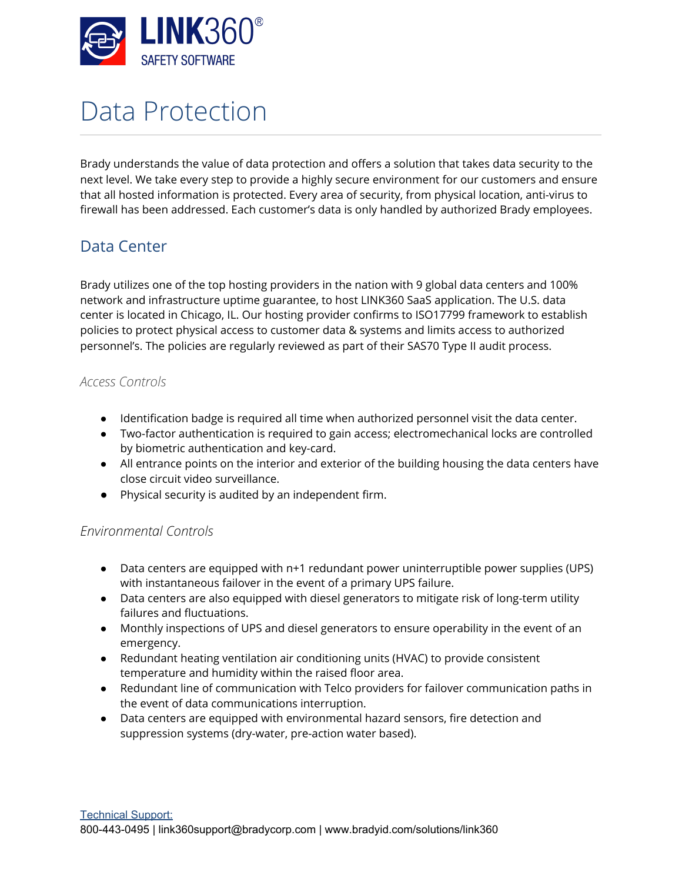LINK360®
SAFETY SOFTWARE

# Data Protection

Brady understands the value of data protection and offers a solution that takes data security to the next level. We take every step to provide a highly secure environment for our customers and ensure that all hosted information is protected. Every area of security, from physical location, anti-virus to firewall has been addressed. Each customer's data is only handled by authorized Brady employees.

## Data Center

Brady utilizes one of the top hosting providers in the nation with 9 global data centers and 100% network and infrastructure uptime guarantee, to host LINK360 SaaS application. The U.S. data center is located in Chicago, IL. Our hosting provider confirms to ISO17799 framework to establish policies to protect physical access to customer data & systems and limits access to authorized personnel's. The policies are regularly reviewed as part of their SAS70 Type II audit process.

### *Access Controls*

- Identification badge is required all time when authorized personnel visit the data center.
- Two-factor authentication is required to gain access; electromechanical locks are controlled by biometric authentication and key-card.
- All entrance points on the interior and exterior of the building housing the data centers have close circuit video surveillance.
- Physical security is audited by an independent firm.

### *Environmental Controls*

- Data centers are equipped with n+1 redundant power uninterruptible power supplies (UPS) with instantaneous failover in the event of a primary UPS failure.
- Data centers are also equipped with diesel generators to mitigate risk of long-term utility failures and fluctuations.
- Monthly inspections of UPS and diesel generators to ensure operability in the event of an emergency.
- Redundant heating ventilation air conditioning units (HVAC) to provide consistent temperature and humidity within the raised floor area.
- Redundant line of communication with Telco providers for failover communication paths in the event of data communications interruption.
- Data centers are equipped with environmental hazard sensors, fire detection and suppression systems (dry-water, pre-action water based).

Technical Support:
800-443-0495 | link360support@bradycorp.com | www.bradyid.com/solutions/link360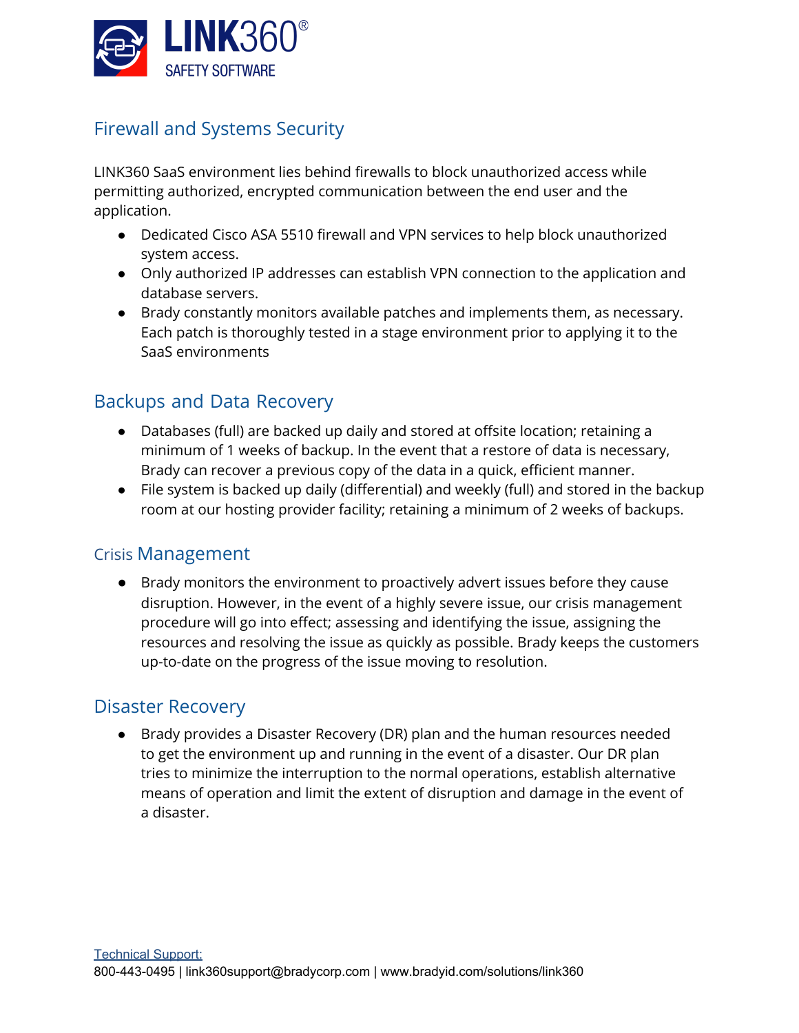## Firewall and Systems Security

LINK360 SaaS environment lies behind firewalls to block unauthorized access while permitting authorized, encrypted communication between the end user and the application.

- Dedicated Cisco ASA 5510 firewall and VPN services to help block unauthorized system access.
- Only authorized IP addresses can establish VPN connection to the application and database servers.
- Brady constantly monitors available patches and implements them, as necessary. Each patch is thoroughly tested in a stage environment prior to applying it to the SaaS environments

## Backups and Data Recovery

- Databases (full) are backed up daily and stored at offsite location; retaining a minimum of 1 weeks of backup. In the event that a restore of data is necessary, Brady can recover a previous copy of the data in a quick, efficient manner.
- File system is backed up daily (differential) and weekly (full) and stored in the backup room at our hosting provider facility; retaining a minimum of 2 weeks of backups.

## Crisis Management

- Brady monitors the environment to proactively advert issues before they cause disruption. However, in the event of a highly severe issue, our crisis management procedure will go into effect; assessing and identifying the issue, assigning the resources and resolving the issue as quickly as possible. Brady keeps the customers up-to-date on the progress of the issue moving to resolution.

## Disaster Recovery

- Brady provides a Disaster Recovery (DR) plan and the human resources needed to get the environment up and running in the event of a disaster. Our DR plan tries to minimize the interruption to the normal operations, establish alternative means of operation and limit the extent of disruption and damage in the event of a disaster.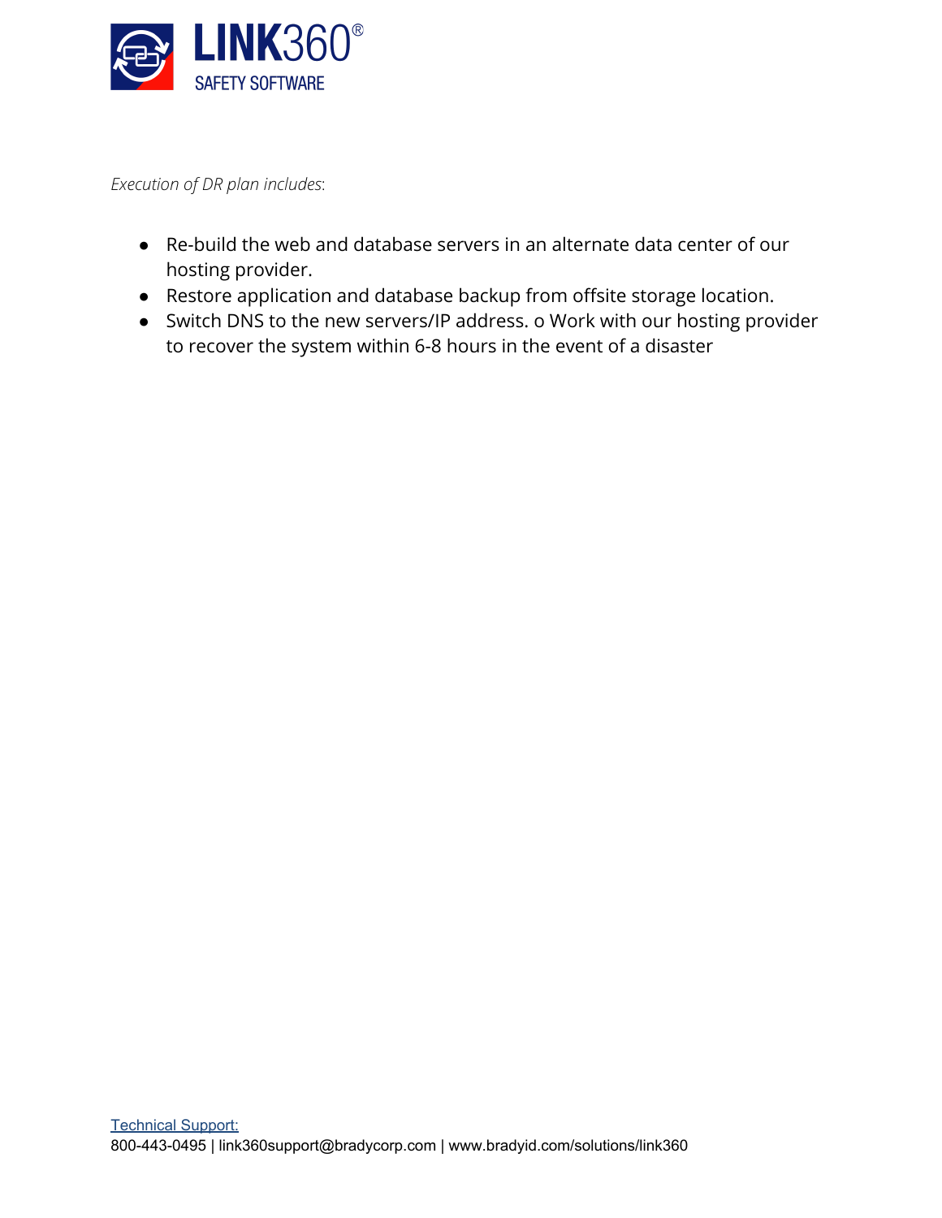*Execution of DR plan includes*:

- Re-build the web and database servers in an alternate data center of our hosting provider.
- Restore application and database backup from offsite storage location.
- Switch DNS to the new servers/IP address. o Work with our hosting provider to recover the system within 6-8 hours in the event of a disaster